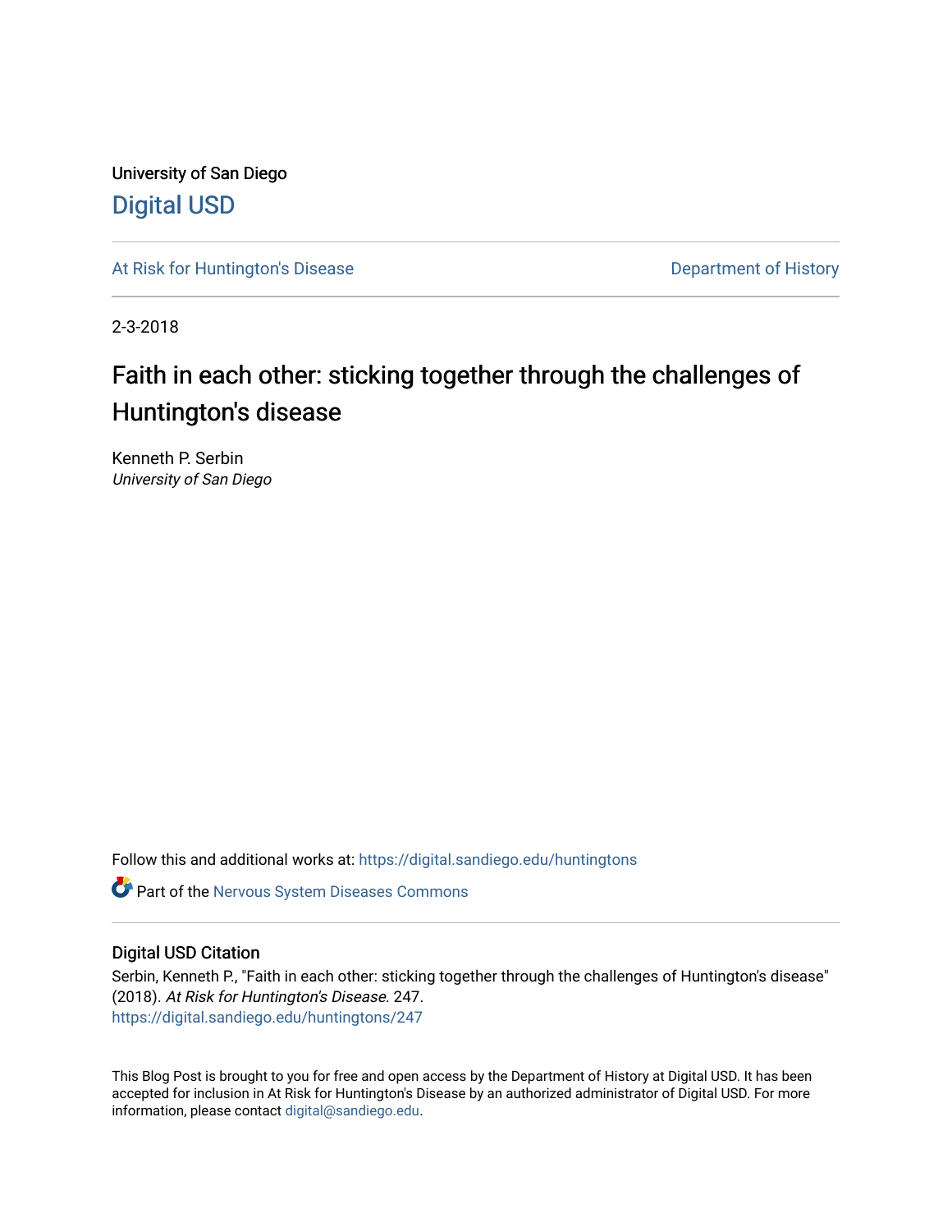University of San Diego

# Digital USD

At Risk for Huntington's Disease

Department of History

2-3-2018

## Faith in each other: sticking together through the challenges of Huntington's disease

Kenneth P. Serbin
*University of San Diego*

Follow this and additional works at: https://digital.sandiego.edu/huntingtons

Part of the Nervous System Diseases Commons

### Digital USD Citation

Serbin, Kenneth P., "Faith in each other: sticking together through the challenges of Huntington's disease" (2018). *At Risk for Huntington's Disease*. 247.
https://digital.sandiego.edu/huntingtons/247

This Blog Post is brought to you for free and open access by the Department of History at Digital USD. It has been accepted for inclusion in At Risk for Huntington's Disease by an authorized administrator of Digital USD. For more information, please contact digital@sandiego.edu.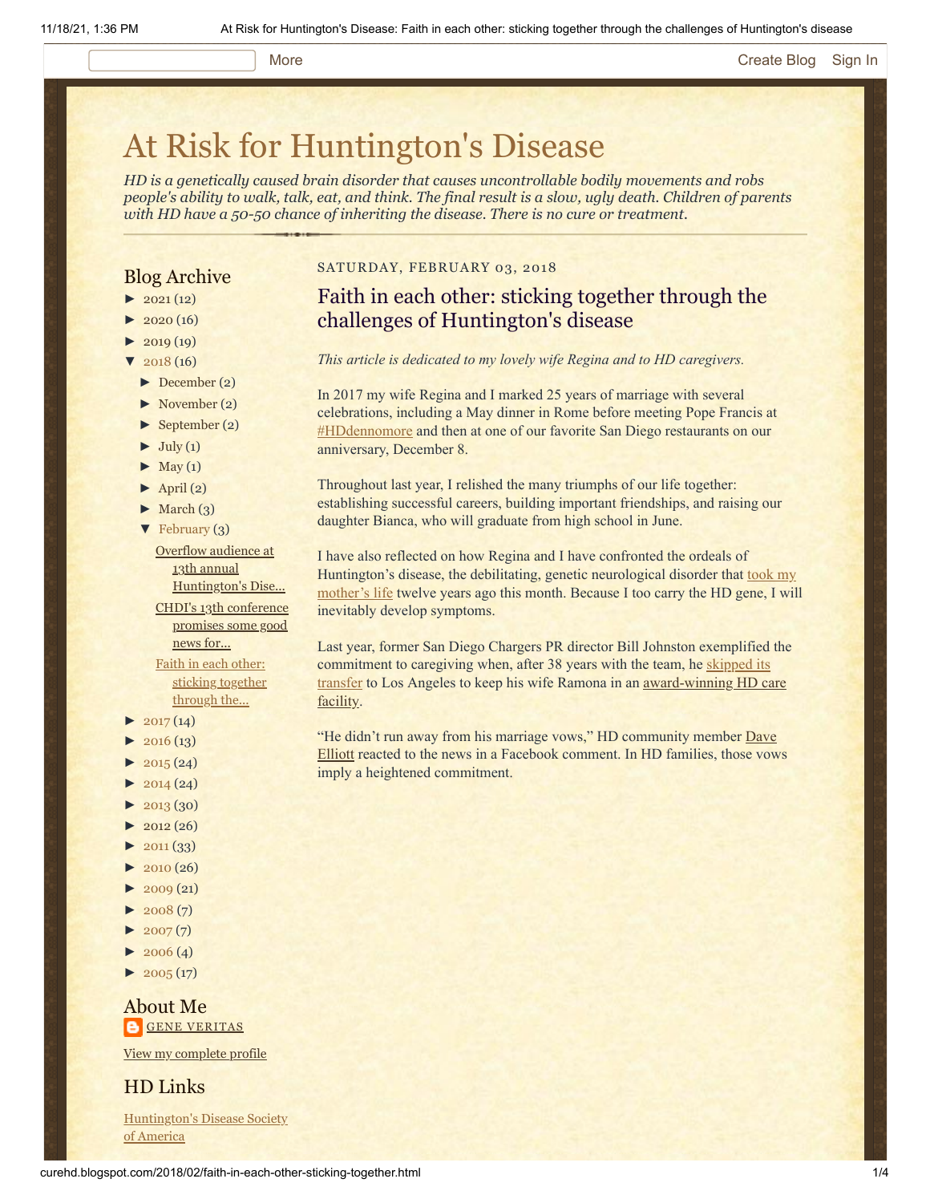# At Risk for Huntington's Disease

*HD is a genetically caused brain disorder that causes uncontrollable bodily movements and robs people's ability to walk, talk, eat, and think. The final result is a slow, ugly death. Children of parents with HD have a 50-50 chance of inheriting the disease. There is no cure or treatment.*

## Blog Archive

- ► 2021 (12)
- ► 2020 (16)
- ► 2019 (19)
- ▼ 2018 (16)
  - ► December (2)
  - ► November (2)
  - ► September (2)
  - ► July (1)
  - ► May (1)
  - ► April (2)
  - ► March (3)
  - ▼ February (3)
    - Overflow audience at 13th annual Huntington's Dise...
    - CHDI's 13th conference promises some good news for...
    - Faith in each other: sticking together through the...
- ► 2017 (14)
- ► 2016 (13)
- ► 2015 (24)
- ► 2014 (24)
- ► 2013 (30)
- ► 2012 (26)
- ► 2011 (33)
- ► 2010 (26)
- ► 2009 (21)
- ► 2008 (7)
- ► 2007 (7)
- ► 2006 (4)
- ► 2005 (17)

## About Me

GENE VERITAS

View my complete profile

## HD Links

Huntington's Disease Society of America

SATURDAY, FEBRUARY 03, 2018

## Faith in each other: sticking together through the challenges of Huntington's disease

*This article is dedicated to my lovely wife Regina and to HD caregivers.*

In 2017 my wife Regina and I marked 25 years of marriage with several celebrations, including a May dinner in Rome before meeting Pope Francis at #HDdennomore and then at one of our favorite San Diego restaurants on our anniversary, December 8.

Throughout last year, I relished the many triumphs of our life together: establishing successful careers, building important friendships, and raising our daughter Bianca, who will graduate from high school in June.

I have also reflected on how Regina and I have confronted the ordeals of Huntington's disease, the debilitating, genetic neurological disorder that took my mother's life twelve years ago this month. Because I too carry the HD gene, I will inevitably develop symptoms.

Last year, former San Diego Chargers PR director Bill Johnston exemplified the commitment to caregiving when, after 38 years with the team, he skipped its transfer to Los Angeles to keep his wife Ramona in an award-winning HD care facility.

"He didn't run away from his marriage vows," HD community member Dave Elliott reacted to the news in a Facebook comment. In HD families, those vows imply a heightened commitment.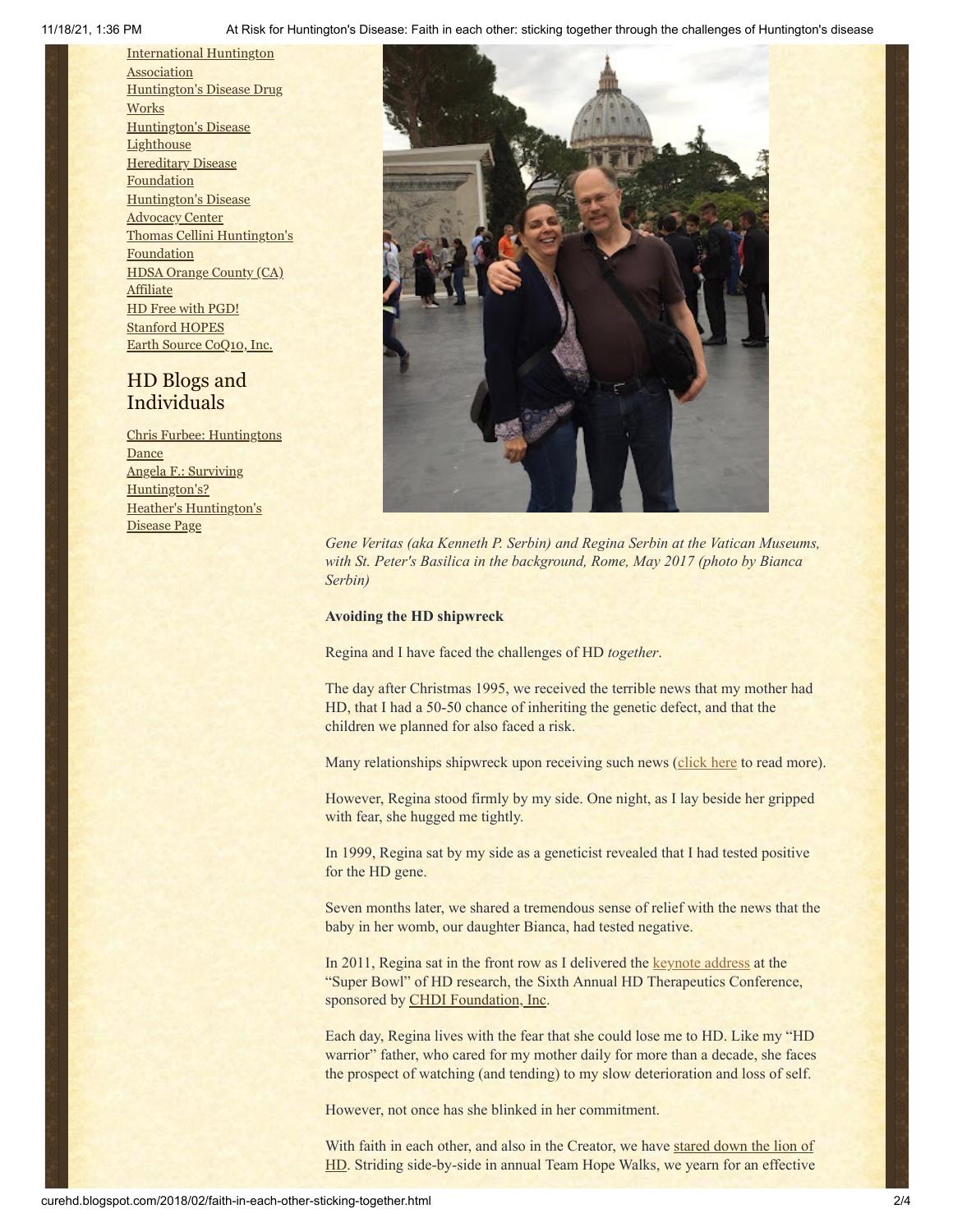International Huntington Association
Huntington's Disease Drug Works
Huntington's Disease Lighthouse
Hereditary Disease Foundation
Huntington's Disease Advocacy Center
Thomas Cellini Huntington's Foundation
HDSA Orange County (CA) Affiliate
HD Free with PGD!
Stanford HOPES
Earth Source CoQ10, Inc.

## HD Blogs and Individuals

Chris Furbee: Huntingtons Dance
Angela F.: Surviving Huntington's?
Heather's Huntington's Disease Page

*Gene Veritas (aka Kenneth P. Serbin) and Regina Serbin at the Vatican Museums, with St. Peter's Basilica in the background, Rome, May 2017 (photo by Bianca Serbin)*

**Avoiding the HD shipwreck**

Regina and I have faced the challenges of HD *together*.

The day after Christmas 1995, we received the terrible news that my mother had HD, that I had a 50-50 chance of inheriting the genetic defect, and that the children we planned for also faced a risk.

Many relationships shipwreck upon receiving such news (click here to read more).

However, Regina stood firmly by my side. One night, as I lay beside her gripped with fear, she hugged me tightly.

In 1999, Regina sat by my side as a geneticist revealed that I had tested positive for the HD gene.

Seven months later, we shared a tremendous sense of relief with the news that the baby in her womb, our daughter Bianca, had tested negative.

In 2011, Regina sat in the front row as I delivered the keynote address at the "Super Bowl" of HD research, the Sixth Annual HD Therapeutics Conference, sponsored by CHDI Foundation, Inc.

Each day, Regina lives with the fear that she could lose me to HD. Like my "HD warrior" father, who cared for my mother daily for more than a decade, she faces the prospect of watching (and tending) to my slow deterioration and loss of self.

However, not once has she blinked in her commitment.

With faith in each other, and also in the Creator, we have stared down the lion of HD. Striding side-by-side in annual Team Hope Walks, we yearn for an effective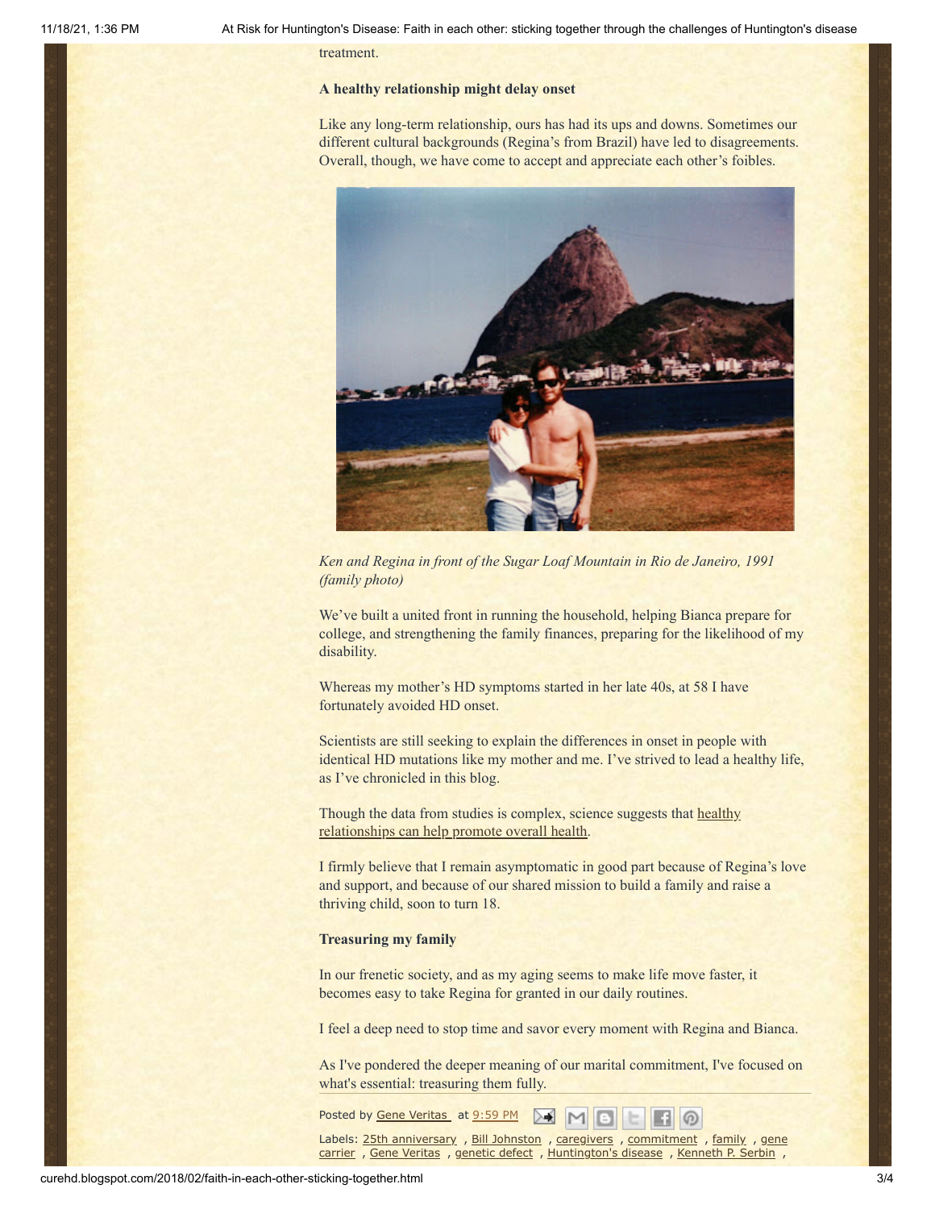treatment.

**A healthy relationship might delay onset**

Like any long-term relationship, ours has had its ups and downs. Sometimes our different cultural backgrounds (Regina's from Brazil) have led to disagreements. Overall, though, we have come to accept and appreciate each other's foibles.

*Ken and Regina in front of the Sugar Loaf Mountain in Rio de Janeiro, 1991 (family photo)*

We've built a united front in running the household, helping Bianca prepare for college, and strengthening the family finances, preparing for the likelihood of my disability.

Whereas my mother's HD symptoms started in her late 40s, at 58 I have fortunately avoided HD onset.

Scientists are still seeking to explain the differences in onset in people with identical HD mutations like my mother and me. I've strived to lead a healthy life, as I've chronicled in this blog.

Though the data from studies is complex, science suggests that healthy relationships can help promote overall health.

I firmly believe that I remain asymptomatic in good part because of Regina's love and support, and because of our shared mission to build a family and raise a thriving child, soon to turn 18.

**Treasuring my family**

In our frenetic society, and as my aging seems to make life move faster, it becomes easy to take Regina for granted in our daily routines.

I feel a deep need to stop time and savor every moment with Regina and Bianca.

As I've pondered the deeper meaning of our marital commitment, I've focused on what's essential: treasuring them fully.

Posted by Gene Veritas at 9:59 PM

Labels: 25th anniversary , Bill Johnston , caregivers , commitment , family , gene carrier , Gene Veritas , genetic defect , Huntington's disease , Kenneth P. Serbin ,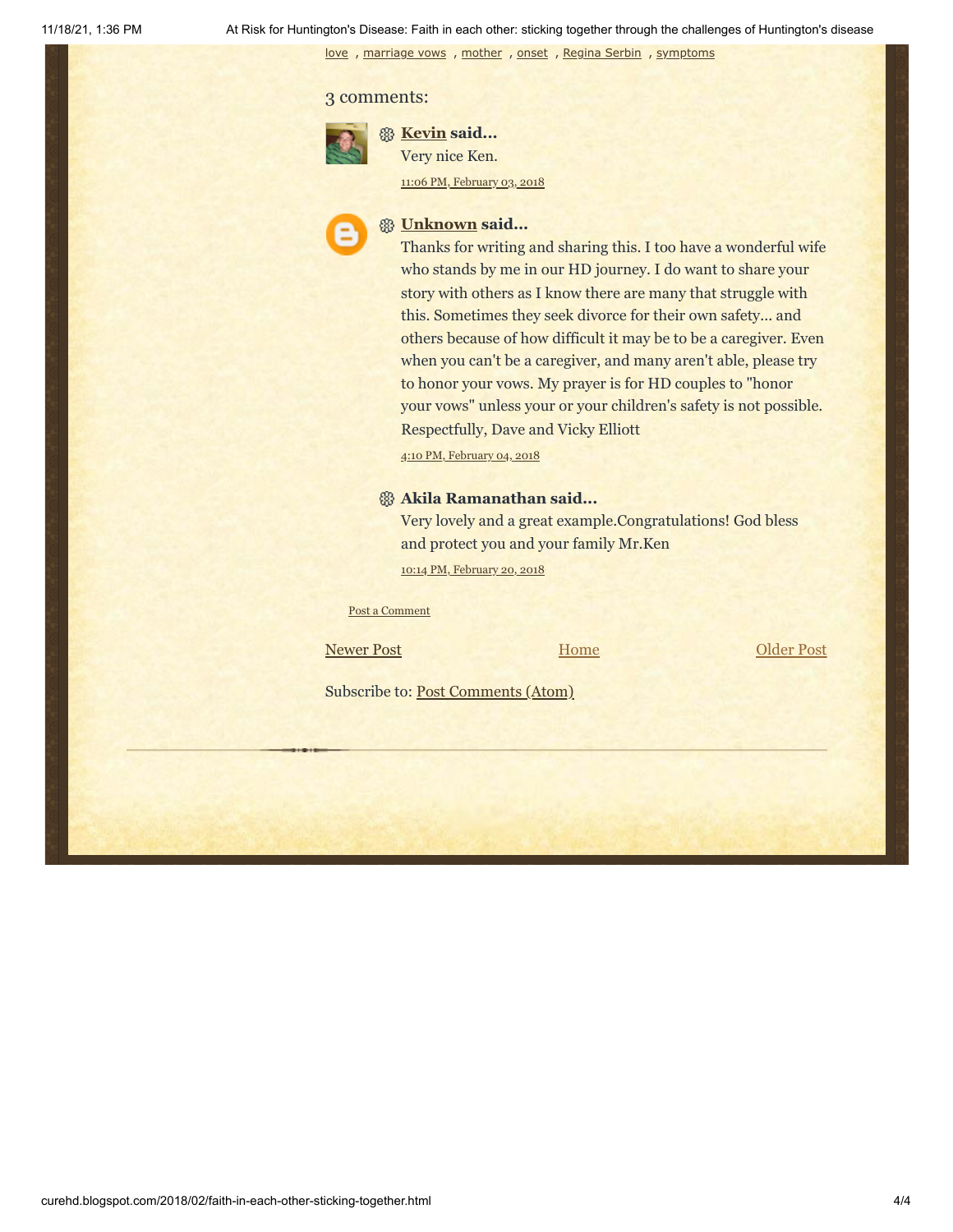love , marriage vows , mother , onset , Regina Serbin , symptoms

## 3 comments:

**Kevin said...**

Very nice Ken.

11:06 PM, February 03, 2018

**Unknown said...**

Thanks for writing and sharing this. I too have a wonderful wife who stands by me in our HD journey. I do want to share your story with others as I know there are many that struggle with this. Sometimes they seek divorce for their own safety... and others because of how difficult it may be to be a caregiver. Even when you can't be a caregiver, and many aren't able, please try to honor your vows. My prayer is for HD couples to "honor your vows" unless your or your children's safety is not possible. Respectfully, Dave and Vicky Elliott

4:10 PM, February 04, 2018

**Akila Ramanathan said...**

Very lovely and a great example.Congratulations! God bless and protect you and your family Mr.Ken

10:14 PM, February 20, 2018

Post a Comment

Newer Post | Home | Older Post

Subscribe to: Post Comments (Atom)